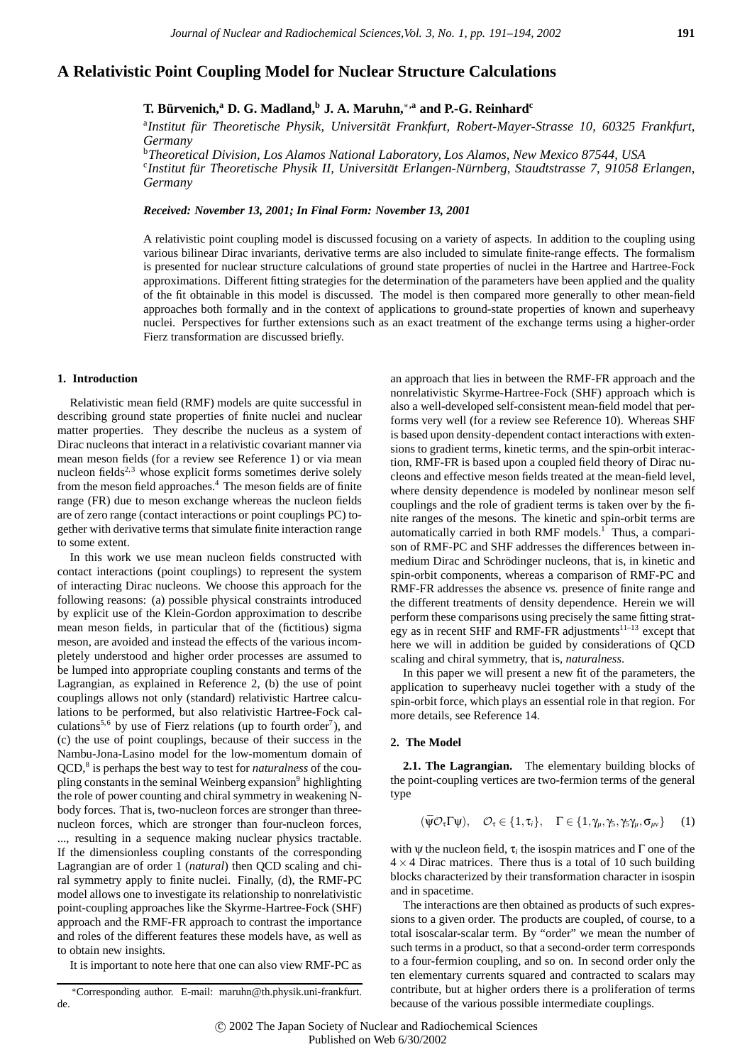# A Relativistic Point Coupling Model for Nuclear Structure Calculations

**T. Bürvenich,[a] D. G. Madland,[b] J. A. Maruhn,[*,a] and P.-G. Reinhard[c]**

[a] *Institut für Theoretische Physik, Universität Frankfurt, Robert-Mayer-Strasse 10, 60325 Frankfurt, Germany*

[b] *Theoretical Division, Los Alamos National Laboratory, Los Alamos, New Mexico 87544, USA*

[c] *Institut für Theoretische Physik II, Universität Erlangen-Nürnberg, Staudtstrasse 7, 91058 Erlangen, Germany*

***Received: November 13, 2001; In Final Form: November 13, 2001***

A relativistic point coupling model is discussed focusing on a variety of aspects. In addition to the coupling using various bilinear Dirac invariants, derivative terms are also included to simulate finite-range effects. The formalism is presented for nuclear structure calculations of ground state properties of nuclei in the Hartree and Hartree-Fock approximations. Different fitting strategies for the determination of the parameters have been applied and the quality of the fit obtainable in this model is discussed. The model is then compared more generally to other mean-field approaches both formally and in the context of applications to ground-state properties of known and superheavy nuclei. Perspectives for further extensions such as an exact treatment of the exchange terms using a higher-order Fierz transformation are discussed briefly.

## 1. Introduction

Relativistic mean field (RMF) models are quite successful in describing ground state properties of finite nuclei and nuclear matter properties. They describe the nucleus as a system of Dirac nucleons that interact in a relativistic covariant manner via mean meson fields (for a review see Reference 1) or via mean nucleon fields[2,3] whose explicit forms sometimes derive solely from the meson field approaches.[4] The meson fields are of finite range (FR) due to meson exchange whereas the nucleon fields are of zero range (contact interactions or point couplings PC) together with derivative terms that simulate finite interaction range to some extent.

In this work we use mean nucleon fields constructed with contact interactions (point couplings) to represent the system of interacting Dirac nucleons. We choose this approach for the following reasons: (a) possible physical constraints introduced by explicit use of the Klein-Gordon approximation to describe mean meson fields, in particular that of the (fictitious) sigma meson, are avoided and instead the effects of the various incompletely understood and higher order processes are assumed to be lumped into appropriate coupling constants and terms of the Lagrangian, as explained in Reference 2, (b) the use of point couplings allows not only (standard) relativistic Hartree calculations to be performed, but also relativistic Hartree-Fock calculations[5,6] by use of Fierz relations (up to fourth order[7]), and (c) the use of point couplings, because of their success in the Nambu-Jona-Lasino model for the low-momentum domain of QCD,[8] is perhaps the best way to test for *naturalness* of the coupling constants in the seminal Weinberg expansion[9] highlighting the role of power counting and chiral symmetry in weakening N-body forces. That is, two-nucleon forces are stronger than three-nucleon forces, which are stronger than four-nucleon forces, ..., resulting in a sequence making nuclear physics tractable. If the dimensionless coupling constants of the corresponding Lagrangian are of order 1 (*natural*) then QCD scaling and chiral symmetry apply to finite nuclei. Finally, (d), the RMF-PC model allows one to investigate its relationship to nonrelativistic point-coupling approaches like the Skyrme-Hartree-Fock (SHF) approach and the RMF-FR approach to contrast the importance and roles of the different features these models have, as well as to obtain new insights.

It is important to note here that one can also view RMF-PC as an approach that lies in between the RMF-FR approach and the nonrelativistic Skyrme-Hartree-Fock (SHF) approach which is also a well-developed self-consistent mean-field model that performs very well (for a review see Reference 10). Whereas SHF is based upon density-dependent contact interactions with extensions to gradient terms, kinetic terms, and the spin-orbit interaction, RMF-FR is based upon a coupled field theory of Dirac nucleons and effective meson fields treated at the mean-field level, where density dependence is modeled by nonlinear meson self couplings and the role of gradient terms is taken over by the finite ranges of the mesons. The kinetic and spin-orbit terms are automatically carried in both RMF models.[1] Thus, a comparison of RMF-PC and SHF addresses the differences between in-medium Dirac and Schrödinger nucleons, that is, in kinetic and spin-orbit components, whereas a comparison of RMF-PC and RMF-FR addresses the absence *vs.* presence of finite range and the different treatments of density dependence. Herein we will perform these comparisons using precisely the same fitting strategy as in recent SHF and RMF-FR adjustments[11–13] except that here we will in addition be guided by considerations of QCD scaling and chiral symmetry, that is, *naturalness*.

In this paper we will present a new fit of the parameters, the application to superheavy nuclei together with a study of the spin-orbit force, which plays an essential role in that region. For more details, see Reference 14.

## 2. The Model

**2.1. The Lagrangian.** The elementary building blocks of the point-coupling vertices are two-fermion terms of the general type

$$(\bar{\psi}\mathcal{O}_\tau\Gamma\psi), \quad \mathcal{O}_\tau \in \{1, \tau_i\}, \quad \Gamma \in \{1, \gamma_\mu, \gamma_5, \gamma_5\gamma_\mu, \sigma_{\mu\nu}\} \tag{1}$$

with $\psi$ the nucleon field, $\tau_i$ the isospin matrices and $\Gamma$ one of the $4 \times 4$ Dirac matrices. There thus is a total of 10 such building blocks characterized by their transformation character in isospin and in spacetime.

The interactions are then obtained as products of such expressions to a given order. The products are coupled, of course, to a total isoscalar-scalar term. By "order" we mean the number of such terms in a product, so that a second-order term corresponds to a four-fermion coupling, and so on. In second order only the ten elementary currents squared and contracted to scalars may contribute, but at higher orders there is a proliferation of terms because of the various possible intermediate couplings.

*Corresponding author. E-mail: maruhn@th.physik.uni-frankfurt.de.

© 2002 The Japan Society of Nuclear and Radiochemical Sciences
Published on Web 6/30/2002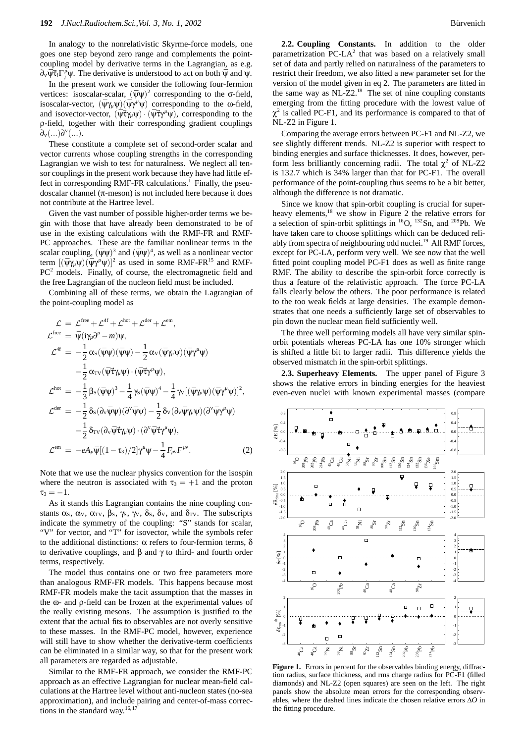In analogy to the nonrelativistic Skyrme-force models, one goes one step beyond zero range and complements the point-coupling model by derivative terms in the Lagrangian, as e.g. $\partial_\nu \bar{\psi}\tau_i \Gamma_j^\mu \psi$. The derivative is understood to act on both $\bar{\psi}$ and $\psi$.

In the present work we consider the following four-fermion vertices: isoscalar-scalar, $(\bar{\psi}\psi)^2$ corresponding to the σ-field, isoscalar-vector, $(\bar{\psi}\gamma_\mu\psi)(\bar{\psi}\gamma^\mu\psi)$ corresponding to the ω-field, and isovector-vector, $(\bar{\psi}\vec{\tau}\gamma_\mu\psi)\cdot(\bar{\psi}\vec{\tau}\gamma^\mu\psi)$, corresponding to the ρ-field, together with their corresponding gradient couplings $\partial_\nu(\ldots)\partial^\nu(\ldots)$.

These constitute a complete set of second-order scalar and vector currents whose coupling strengths in the corresponding Lagrangian we wish to test for naturalness. We neglect all tensor couplings in the present work because they have had little effect in corresponding RMF-FR calculations.[1] Finally, the pseudoscalar channel (π-meson) is not included here because it does not contribute at the Hartree level.

Given the vast number of possible higher-order terms we begin with those that have already been demonstrated to be of use in the existing calculations with the RMF-FR and RMF-PC approaches. These are the familiar nonlinear terms in the scalar coupling, $(\bar{\psi}\psi)^3$ and $(\bar{\psi}\psi)^4$, as well as a nonlinear vector term $[(\bar{\psi}\gamma_\mu\psi)(\bar{\psi}\gamma^\mu\psi)]^2$ as used in some RMF-FR[15] and RMF-PC[2] models. Finally, of course, the electromagnetic field and the free Lagrangian of the nucleon field must be included.

Combining all of these terms, we obtain the Lagrangian of the point-coupling model as

$$
\begin{aligned}
\mathcal{L} &= \mathcal{L}^{\text{free}} + \mathcal{L}^{\text{4f}} + \mathcal{L}^{\text{hot}} + \mathcal{L}^{\text{der}} + \mathcal{L}^{\text{em}}, \\
\mathcal{L}^{\text{free}} &= \bar{\psi}(i\gamma_\mu\partial^\mu - m)\psi, \\
\mathcal{L}^{\text{4f}} &= -\frac{1}{2}\alpha_S(\bar{\psi}\psi)(\bar{\psi}\psi) - \frac{1}{2}\alpha_V(\bar{\psi}\gamma_\mu\psi)(\bar{\psi}\gamma^\mu\psi) \\
&\quad -\frac{1}{2}\alpha_{TV}(\bar{\psi}\vec{\tau}\gamma_\mu\psi)\cdot(\bar{\psi}\vec{\tau}\gamma^\mu\psi), \\
\mathcal{L}^{\text{hot}} &= -\frac{1}{3}\beta_S(\bar{\psi}\psi)^3 - \frac{1}{4}\gamma_S(\bar{\psi}\psi)^4 - \frac{1}{4}\gamma_V[(\bar{\psi}\gamma_\mu\psi)(\bar{\psi}\gamma^\mu\psi)]^2, \\
\mathcal{L}^{\text{der}} &= -\frac{1}{2}\delta_S(\partial_\nu\bar{\psi}\psi)(\partial^\nu\bar{\psi}\psi) - \frac{1}{2}\delta_V(\partial_\nu\bar{\psi}\gamma_\mu\psi)(\partial^\nu\bar{\psi}\gamma^\mu\psi) \\
&\quad -\frac{1}{2}\delta_{TV}(\partial_\nu\bar{\psi}\vec{\tau}\gamma_\mu\psi)\cdot(\partial^\nu\bar{\psi}\vec{\tau}\gamma^\mu\psi), \\
\mathcal{L}^{\text{em}} &= -eA_\mu\bar{\psi}[(1-\tau_3)/2]\gamma^\mu\psi - \frac{1}{4}F_{\mu\nu}F^{\mu\nu}.
\end{aligned}
\tag{2}
$$

Note that we use the nuclear physics convention for the isospin where the neutron is associated with $\tau_3 = +1$ and the proton $\tau_3 = -1$.

As it stands this Lagrangian contains the nine coupling constants $\alpha_S$, $\alpha_V$, $\alpha_{TV}$, $\beta_S$, $\gamma_S$, $\gamma_V$, $\delta_S$, $\delta_V$, and $\delta_{TV}$. The subscripts indicate the symmetry of the coupling: "S" stands for scalar, "V" for vector, and "T" for isovector, while the symbols refer to the additional distinctions: α refers to four-fermion terms, δ to derivative couplings, and β and γ to third- and fourth order terms, respectively.

The model thus contains one or two free parameters more than analogous RMF-FR models. This happens because most RMF-FR models make the tacit assumption that the masses in the ω- and ρ-field can be frozen at the experimental values of the really existing mesons. The assumption is justified to the extent that the actual fits to observables are not overly sensitive to these masses. In the RMF-PC model, however, experience will still have to show whether the derivative-term coefficients can be eliminated in a similar way, so that for the present work all parameters are regarded as adjustable.

Similar to the RMF-FR approach, we consider the RMF-PC approach as an effective Lagrangian for nuclear mean-field calculations at the Hartree level without anti-nucleon states (no-sea approximation), and include pairing and center-of-mass corrections in the standard way.[16,17]

**2.2. Coupling Constants.** In addition to the older parametrization PC-LA[2] that was based on a relatively small set of data and partly relied on naturalness of the parameters to restrict their freedom, we also fitted a new parameter set for the version of the model given in eq 2. The parameters are fitted in the same way as NL-Z2.[18] The set of nine coupling constants emerging from the fitting procedure with the lowest value of $\chi^2$ is called PC-F1, and its performance is compared to that of NL-Z2 in Figure 1.

Comparing the average errors between PC-F1 and NL-Z2, we see slightly different trends. NL-Z2 is superior with respect to binding energies and surface thicknesses. It does, however, perform less brilliantly concerning radii. The total $\chi^2$ of NL-Z2 is 132.7 which is 34% larger than that for PC-F1. The overall performance of the point-coupling thus seems to be a bit better, although the difference is not dramatic.

Since we know that spin-orbit coupling is crucial for superheavy elements,[18] we show in Figure 2 the relative errors for a selection of spin-orbit splittings in $^{16}$O, $^{132}$Sn, and $^{208}$Pb. We have taken care to choose splittings which can be deduced reliably from spectra of neighbouring odd nuclei.[19] All RMF forces, except for PC-LA, perform very well. We see now that the well fitted point coupling model PC-F1 does as well as finite range RMF. The ability to describe the spin-orbit force correctly is thus a feature of the relativistic approach. The force PC-LA falls clearly below the others. The poor performance is related to the too weak fields at large densities. The example demonstrates that one needs a sufficiently large set of observables to pin down the nuclear mean field sufficiently well.

The three well performing models all have very similar spin-orbit potentials whereas PC-LA has one 10% stronger which is shifted a little bit to larger radii. This difference yields the observed mismatch in the spin-orbit splittings.

**2.3. Superheavy Elements.** The upper panel of Figure 3 shows the relative errors in binding energies for the heaviest even-even nuclei with known experimental masses (compare

**Figure 1.** Errors in percent for the observables binding energy, diffraction radius, surface thickness, and rms charge radius for PC-F1 (filled diamonds) and NL-Z2 (open squares) are seen on the left. The right panels show the absolute mean errors for the corresponding observables, where the dashed lines indicate the chosen relative errors $\Delta O$ in the fitting procedure.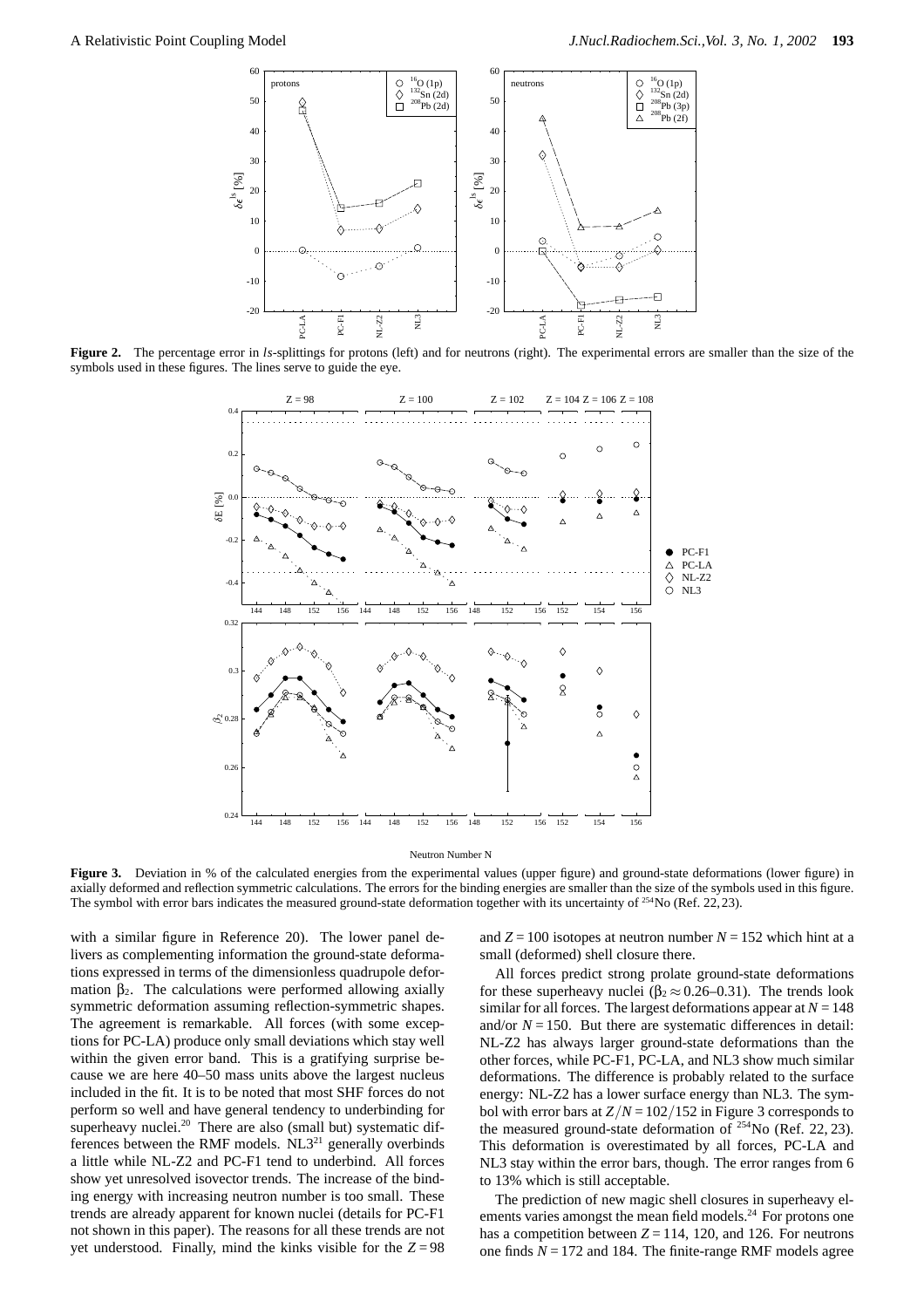**Figure 2.** The percentage error in *ls*-splittings for protons (left) and for neutrons (right). The experimental errors are smaller than the size of the symbols used in these figures. The lines serve to guide the eye.

**Figure 3.** Deviation in % of the calculated energies from the experimental values (upper figure) and ground-state deformations (lower figure) in axially deformed and reflection symmetric calculations. The errors for the binding energies are smaller than the size of the symbols used in this figure. The symbol with error bars indicates the measured ground-state deformation together with its uncertainty of $^{254}$No (Ref. 22, 23).

with a similar figure in Reference 20). The lower panel delivers as complementing information the ground-state deformations expressed in terms of the dimensionless quadrupole deformation $\beta_2$. The calculations were performed allowing axially symmetric deformation assuming reflection-symmetric shapes. The agreement is remarkable. All forces (with some exceptions for PC-LA) produce only small deviations which stay well within the given error band. This is a gratifying surprise because we are here 40–50 mass units above the largest nucleus included in the fit. It is to be noted that most SHF forces do not perform so well and have general tendency to underbinding for superheavy nuclei.[20] There are also (small but) systematic differences between the RMF models. NL3[21] generally overbinds a little while NL-Z2 and PC-F1 tend to underbind. All forces show yet unresolved isovector trends. The increase of the binding energy with increasing neutron number is too small. These trends are already apparent for known nuclei (details for PC-F1 not shown in this paper). The reasons for all these trends are not yet understood. Finally, mind the kinks visible for the $Z = 98$ and $Z = 100$ isotopes at neutron number $N = 152$ which hint at a small (deformed) shell closure there.

All forces predict strong prolate ground-state deformations for these superheavy nuclei ($\beta_2 \approx 0.26$–$0.31$). The trends look similar for all forces. The largest deformations appear at $N = 148$ and/or $N = 150$. But there are systematic differences in detail: NL-Z2 has always larger ground-state deformations than the other forces, while PC-F1, PC-LA, and NL3 show much similar deformations. The difference is probably related to the surface energy: NL-Z2 has a lower surface energy than NL3. The symbol with error bars at $Z/N = 102/152$ in Figure 3 corresponds to the measured ground-state deformation of $^{254}$No (Ref. 22, 23). This deformation is overestimated by all forces, PC-LA and NL3 stay within the error bars, though. The error ranges from 6 to 13% which is still acceptable.

The prediction of new magic shell closures in superheavy elements varies amongst the mean field models.[24] For protons one has a competition between $Z = 114$, 120, and 126. For neutrons one finds $N = 172$ and 184. The finite-range RMF models agree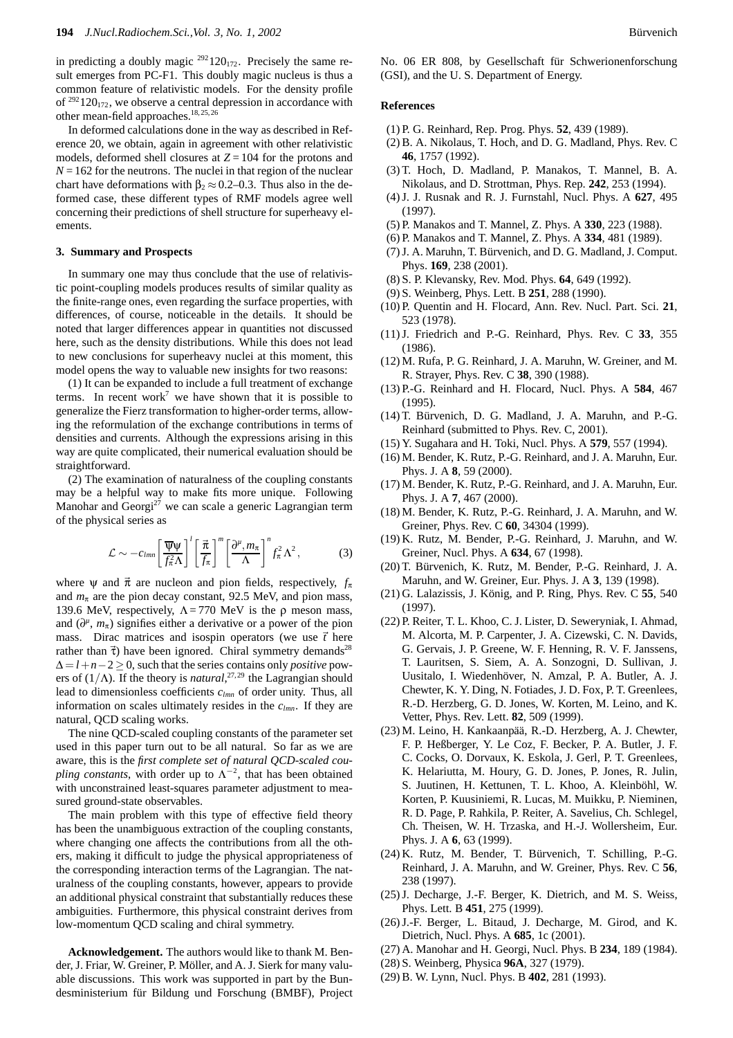in predicting a doubly magic $^{292}120_{172}$. Precisely the same result emerges from PC-F1. This doubly magic nucleus is thus a common feature of relativistic models. For the density profile of $^{292}120_{172}$, we observe a central depression in accordance with other mean-field approaches.[18,25,26]

In deformed calculations done in the way as described in Reference 20, we obtain, again in agreement with other relativistic models, deformed shell closures at $Z = 104$ for the protons and $N = 162$ for the neutrons. The nuclei in that region of the nuclear chart have deformations with $\beta_2 \approx 0.2$–$0.3$. Thus also in the deformed case, these different types of RMF models agree well concerning their predictions of shell structure for superheavy elements.

### 3. Summary and Prospects

In summary one may thus conclude that the use of relativistic point-coupling models produces results of similar quality as the finite-range ones, even regarding the surface properties, with differences, of course, noticeable in the details. It should be noted that larger differences appear in quantities not discussed here, such as the density distributions. While this does not lead to new conclusions for superheavy nuclei at this moment, this model opens the way to valuable new insights for two reasons:

(1) It can be expanded to include a full treatment of exchange terms. In recent work[7] we have shown that it is possible to generalize the Fierz transformation to higher-order terms, allowing the reformulation of the exchange contributions in terms of densities and currents. Although the expressions arising in this way are quite complicated, their numerical evaluation should be straightforward.

(2) The examination of naturalness of the coupling constants may be a helpful way to make fits more unique. Following Manohar and Georgi[27] we can scale a generic Lagrangian term of the physical series as

$$\mathcal{L} \sim -c_{lmn} \left[\frac{\overline{\psi}\psi}{f_\pi^2 \Lambda}\right]^l \left[\frac{\vec{\pi}}{f_\pi}\right]^m \left[\frac{\partial^\mu, m_\pi}{\Lambda}\right]^n f_\pi^2 \Lambda^2 , \tag{3}$$

where $\psi$ and $\vec{\pi}$ are nucleon and pion fields, respectively, $f_\pi$ and $m_\pi$ are the pion decay constant, 92.5 MeV, and pion mass, 139.6 MeV, respectively, $\Lambda = 770$ MeV is the $\rho$ meson mass, and $(\partial^\mu, m_\pi)$ signifies either a derivative or a power of the pion mass. Dirac matrices and isospin operators (we use $\vec{t}$ here rather than $\vec{\tau}$) have been ignored. Chiral symmetry demands[28] $\Delta = l + n - 2 \geq 0$, such that the series contains only *positive* powers of $(1/\Lambda)$. If the theory is *natural*,[27,29] the Lagrangian should lead to dimensionless coefficients $c_{lmn}$ of order unity. Thus, all information on scales ultimately resides in the $c_{lmn}$. If they are natural, QCD scaling works.

The nine QCD-scaled coupling constants of the parameter set used in this paper turn out to be all natural. So far as we are aware, this is the *first complete set of natural QCD-scaled coupling constants*, with order up to $\Lambda^{-2}$, that has been obtained with unconstrained least-squares parameter adjustment to measured ground-state observables.

The main problem with this type of effective field theory has been the unambiguous extraction of the coupling constants, where changing one affects the contributions from all the others, making it difficult to judge the physical appropriateness of the corresponding interaction terms of the Lagrangian. The naturalness of the coupling constants, however, appears to provide an additional physical constraint that substantially reduces these ambiguities. Furthermore, this physical constraint derives from low-momentum QCD scaling and chiral symmetry.

**Acknowledgement.** The authors would like to thank M. Bender, J. Friar, W. Greiner, P. Möller, and A. J. Sierk for many valuable discussions. This work was supported in part by the Bundesministerium für Bildung und Forschung (BMBF), Project No. 06 ER 808, by Gesellschaft für Schwerionenforschung (GSI), and the U. S. Department of Energy.

### References

(1) P. G. Reinhard, Rep. Prog. Phys. **52**, 439 (1989).
(2) B. A. Nikolaus, T. Hoch, and D. G. Madland, Phys. Rev. C **46**, 1757 (1992).
(3) T. Hoch, D. Madland, P. Manakos, T. Mannel, B. A. Nikolaus, and D. Strottman, Phys. Rep. **242**, 253 (1994).
(4) J. J. Rusnak and R. J. Furnstahl, Nucl. Phys. A **627**, 495 (1997).
(5) P. Manakos and T. Mannel, Z. Phys. A **330**, 223 (1988).
(6) P. Manakos and T. Mannel, Z. Phys. A **334**, 481 (1989).
(7) J. A. Maruhn, T. Bürvenich, and D. G. Madland, J. Comput. Phys. **169**, 238 (2001).
(8) S. P. Klevansky, Rev. Mod. Phys. **64**, 649 (1992).
(9) S. Weinberg, Phys. Lett. B **251**, 288 (1990).
(10) P. Quentin and H. Flocard, Ann. Rev. Nucl. Part. Sci. **21**, 523 (1978).
(11) J. Friedrich and P.-G. Reinhard, Phys. Rev. C **33**, 355 (1986).
(12) M. Rufa, P. G. Reinhard, J. A. Maruhn, W. Greiner, and M. R. Strayer, Phys. Rev. C **38**, 390 (1988).
(13) P.-G. Reinhard and H. Flocard, Nucl. Phys. A **584**, 467 (1995).
(14) T. Bürvenich, D. G. Madland, J. A. Maruhn, and P.-G. Reinhard (submitted to Phys. Rev. C, 2001).
(15) Y. Sugahara and H. Toki, Nucl. Phys. A **579**, 557 (1994).
(16) M. Bender, K. Rutz, P.-G. Reinhard, and J. A. Maruhn, Eur. Phys. J. A **8**, 59 (2000).
(17) M. Bender, K. Rutz, P.-G. Reinhard, and J. A. Maruhn, Eur. Phys. J. A **7**, 467 (2000).
(18) M. Bender, K. Rutz, P.-G. Reinhard, J. A. Maruhn, and W. Greiner, Phys. Rev. C **60**, 34304 (1999).
(19) K. Rutz, M. Bender, P.-G. Reinhard, J. Maruhn, and W. Greiner, Nucl. Phys. A **634**, 67 (1998).
(20) T. Bürvenich, K. Rutz, M. Bender, P.-G. Reinhard, J. A. Maruhn, and W. Greiner, Eur. Phys. J. A **3**, 139 (1998).
(21) G. Lalazissis, J. König, and P. Ring, Phys. Rev. C **55**, 540 (1997).
(22) P. Reiter, T. L. Khoo, C. J. Lister, D. Seweryniak, I. Ahmad, M. Alcorta, M. P. Carpenter, J. A. Cizewski, C. N. Davids, G. Gervais, J. P. Greene, W. F. Henning, R. V. F. Janssens, T. Lauritsen, S. Siem, A. A. Sonzogni, D. Sullivan, J. Uusitalo, I. Wiedenhöver, N. Amzal, P. A. Butler, A. J. Chewter, K. Y. Ding, N. Fotiades, J. D. Fox, P. T. Greenlees, R.-D. Herzberg, G. D. Jones, W. Korten, M. Leino, and K. Vetter, Phys. Rev. Lett. **82**, 509 (1999).
(23) M. Leino, H. Kankaanpää, R.-D. Herzberg, A. J. Chewter, F. P. Heßberger, Y. Le Coz, F. Becker, P. A. Butler, J. F. C. Cocks, O. Dorvaux, K. Eskola, J. Gerl, P. T. Greenlees, K. Helariutta, M. Houry, G. D. Jones, P. Jones, R. Julin, S. Juutinen, H. Kettunen, T. L. Khoo, A. Kleinböhl, W. Korten, P. Kuusiniemi, R. Lucas, M. Muikku, P. Nieminen, R. D. Page, P. Rahkila, P. Reiter, A. Savelius, Ch. Schlegel, Ch. Theisen, W. H. Trzaska, and H.-J. Wollersheim, Eur. Phys. J. A **6**, 63 (1999).
(24) K. Rutz, M. Bender, T. Bürvenich, T. Schilling, P.-G. Reinhard, J. A. Maruhn, and W. Greiner, Phys. Rev. C **56**, 238 (1997).
(25) J. Decharge, J.-F. Berger, K. Dietrich, and M. S. Weiss, Phys. Lett. B **451**, 275 (1999).
(26) J.-F. Berger, L. Bitaud, J. Decharge, M. Girod, and K. Dietrich, Nucl. Phys. A **685**, 1c (2001).
(27) A. Manohar and H. Georgi, Nucl. Phys. B **234**, 189 (1984).
(28) S. Weinberg, Physica **96A**, 327 (1979).
(29) B. W. Lynn, Nucl. Phys. B **402**, 281 (1993).